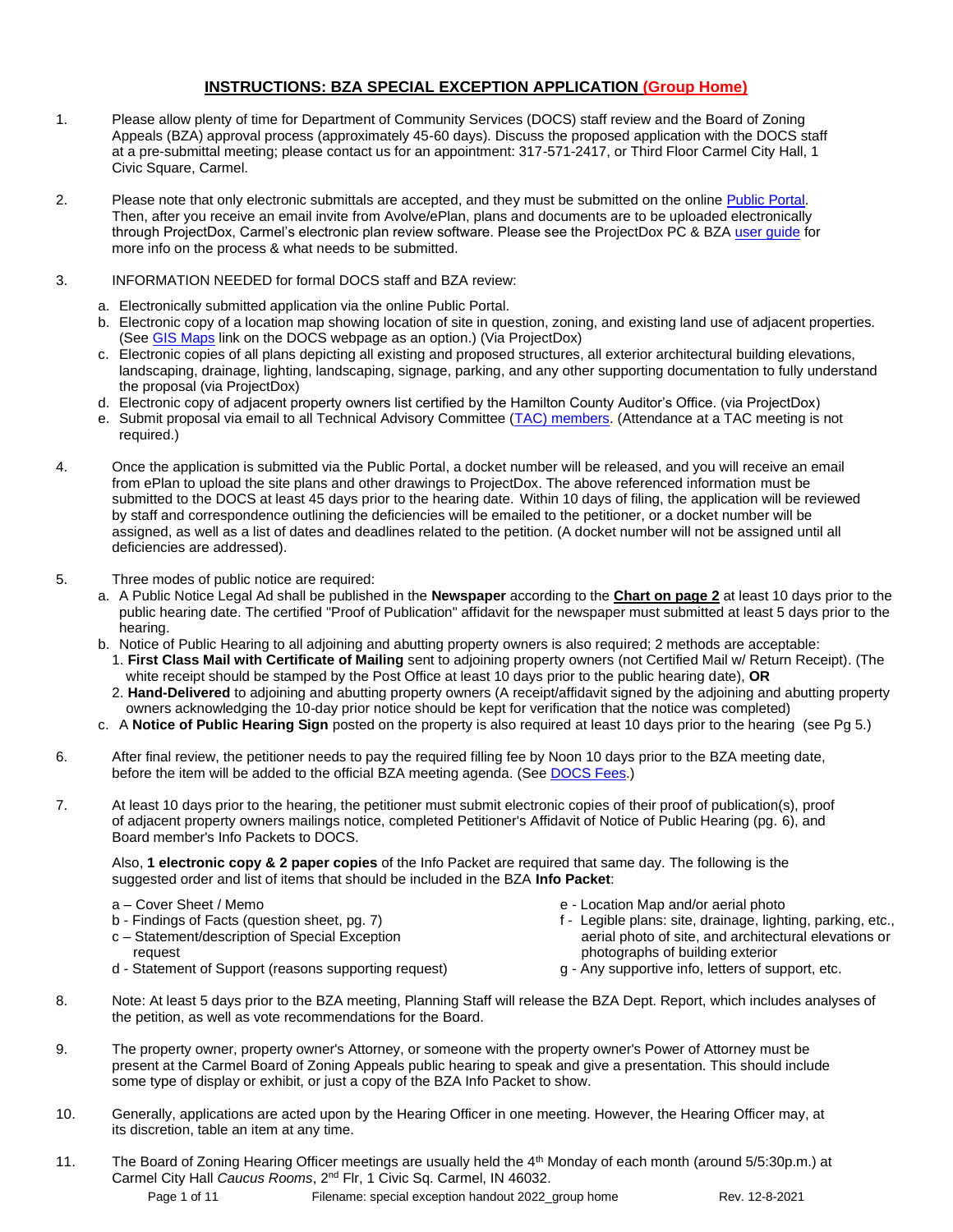# INSTRUCTIONS: BZA SPECIAL EXCEPTION APPLICATION (Group Home)

1. Please allow plenty of time for Department of Community Services (DOCS) staff review and the Board of Zoning Appeals (BZA) approval process (approximately 45-60 days). Discuss the proposed application with the DOCS staff at a pre-submittal meeting; please contact us for an appointment: 317-571-2417, or Third Floor Carmel City Hall, 1 Civic Square, Carmel.

2. Please note that only electronic submittals are accepted, and they must be submitted on the online Public Portal. Then, after you receive an email invite from Avolve/ePlan, plans and documents are to be uploaded electronically through ProjectDox, Carmel's electronic plan review software. Please see the ProjectDox PC & BZA user guide for more info on the process & what needs to be submitted.

3. INFORMATION NEEDED for formal DOCS staff and BZA review:
   a. Electronically submitted application via the online Public Portal.
   b. Electronic copy of a location map showing location of site in question, zoning, and existing land use of adjacent properties. (See GIS Maps link on the DOCS webpage as an option.) (Via ProjectDox)
   c. Electronic copies of all plans depicting all existing and proposed structures, all exterior architectural building elevations, landscaping, drainage, lighting, landscaping, signage, parking, and any other supporting documentation to fully understand the proposal (via ProjectDox)
   d. Electronic copy of adjacent property owners list certified by the Hamilton County Auditor's Office. (via ProjectDox)
   e. Submit proposal via email to all Technical Advisory Committee (TAC) members. (Attendance at a TAC meeting is not required.)

4. Once the application is submitted via the Public Portal, a docket number will be released, and you will receive an email from ePlan to upload the site plans and other drawings to ProjectDox. The above referenced information must be submitted to the DOCS at least 45 days prior to the hearing date. Within 10 days of filing, the application will be reviewed by staff and correspondence outlining the deficiencies will be emailed to the petitioner, or a docket number will be assigned, as well as a list of dates and deadlines related to the petition. (A docket number will not be assigned until all deficiencies are addressed).

5. Three modes of public notice are required:
   a. A Public Notice Legal Ad shall be published in the **Newspaper** according to the **Chart on page 2** at least 10 days prior to the public hearing date. The certified "Proof of Publication" affidavit for the newspaper must submitted at least 5 days prior to the hearing.
   b. Notice of Public Hearing to all adjoining and abutting property owners is also required; 2 methods are acceptable:
      1. **First Class Mail with Certificate of Mailing** sent to adjoining property owners (not Certified Mail w/ Return Receipt). (The white receipt should be stamped by the Post Office at least 10 days prior to the public hearing date), **OR**
      2. **Hand-Delivered** to adjoining and abutting property owners (A receipt/affidavit signed by the adjoining and abutting property owners acknowledging the 10-day prior notice should be kept for verification that the notice was completed)
   c. A **Notice of Public Hearing Sign** posted on the property is also required at least 10 days prior to the hearing (see Pg 5.)

6. After final review, the petitioner needs to pay the required filling fee by Noon 10 days prior to the BZA meeting date, before the item will be added to the official BZA meeting agenda. (See DOCS Fees.)

7. At least 10 days prior to the hearing, the petitioner must submit electronic copies of their proof of publication(s), proof of adjacent property owners mailings notice, completed Petitioner's Affidavit of Notice of Public Hearing (pg. 6), and Board member's Info Packets to DOCS.

   Also, **1 electronic copy & 2 paper copies** of the Info Packet are required that same day. The following is the suggested order and list of items that should be included in the BZA **Info Packet**:

   a – Cover Sheet / Memo
   b - Findings of Facts (question sheet, pg. 7)
   c – Statement/description of Special Exception request
   d - Statement of Support (reasons supporting request)
   e - Location Map and/or aerial photo
   f - Legible plans: site, drainage, lighting, parking, etc., aerial photo of site, and architectural elevations or photographs of building exterior
   g - Any supportive info, letters of support, etc.

8. Note: At least 5 days prior to the BZA meeting, Planning Staff will release the BZA Dept. Report, which includes analyses of the petition, as well as vote recommendations for the Board.

9. The property owner, property owner's Attorney, or someone with the property owner's Power of Attorney must be present at the Carmel Board of Zoning Appeals public hearing to speak and give a presentation. This should include some type of display or exhibit, or just a copy of the BZA Info Packet to show.

10. Generally, applications are acted upon by the Hearing Officer in one meeting. However, the Hearing Officer may, at its discretion, table an item at any time.

11. The Board of Zoning Hearing Officer meetings are usually held the 4th Monday of each month (around 5/5:30p.m.) at Carmel City Hall *Caucus Rooms*, 2nd Flr, 1 Civic Sq. Carmel, IN 46032.

Filename: special exception handout 2022_group home Rev. 12-8-2021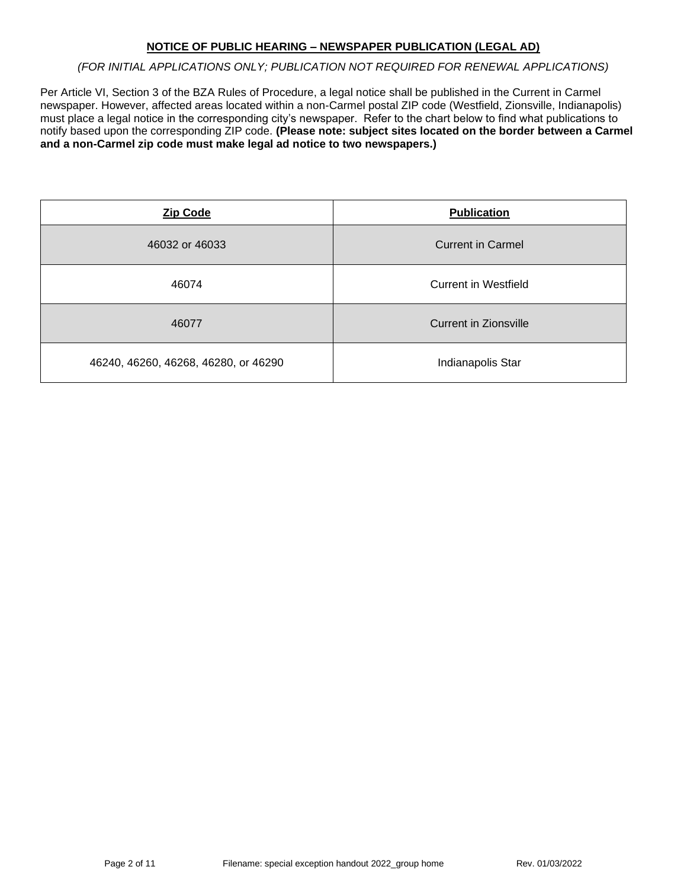## **NOTICE OF PUBLIC HEARING – NEWSPAPER PUBLICATION (LEGAL AD)**

*(FOR INITIAL APPLICATIONS ONLY; PUBLICATION NOT REQUIRED FOR RENEWAL APPLICATIONS)*

Per Article VI, Section 3 of the BZA Rules of Procedure, a legal notice shall be published in the Current in Carmel newspaper. However, affected areas located within a non-Carmel postal ZIP code (Westfield, Zionsville, Indianapolis) must place a legal notice in the corresponding city's newspaper. Refer to the chart below to find what publications to notify based upon the corresponding ZIP code. **(Please note: subject sites located on the border between a Carmel and a non-Carmel zip code must make legal ad notice to two newspapers.)**

| **Zip Code** | **Publication** |
|---|---|
| 46032 or 46033 | Current in Carmel |
| 46074 | Current in Westfield |
| 46077 | Current in Zionsville |
| 46240, 46260, 46268, 46280, or 46290 | Indianapolis Star |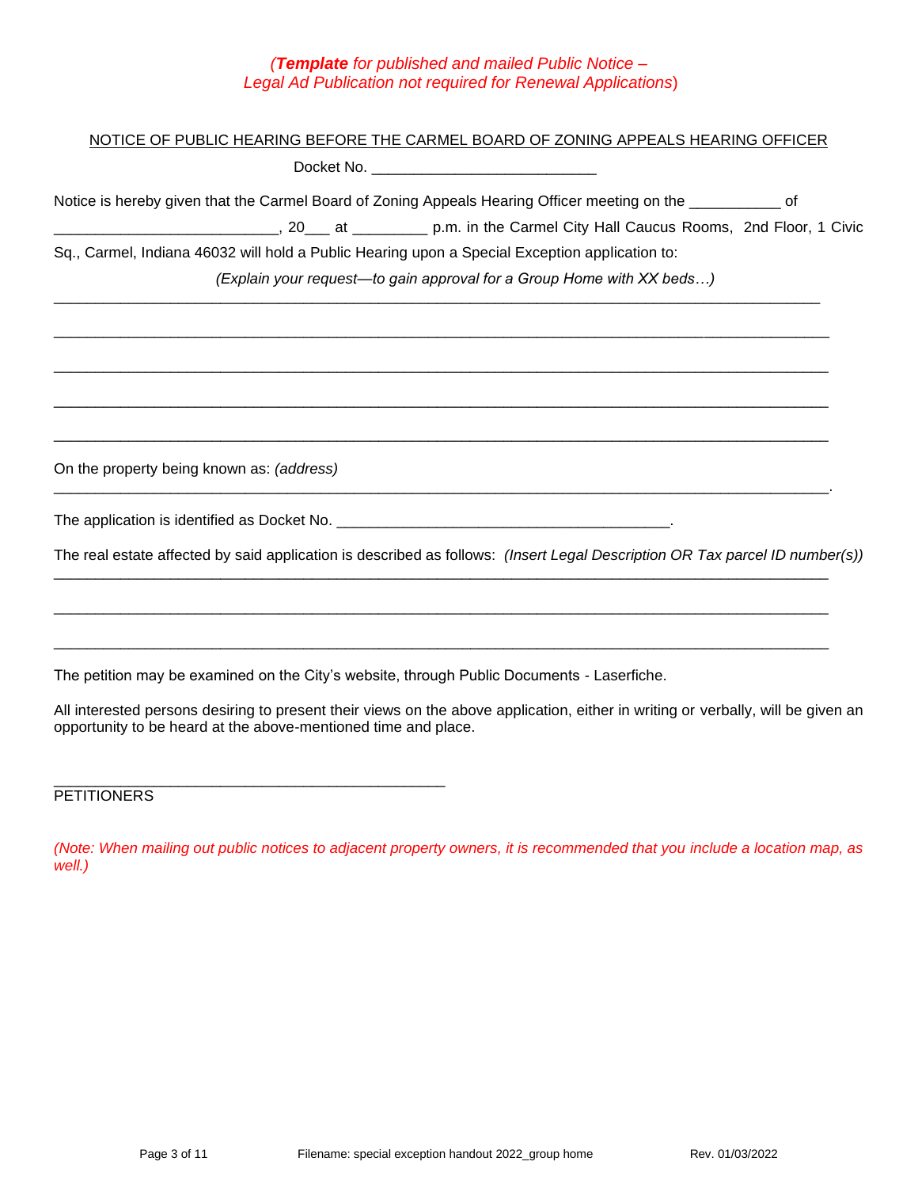*(**Template** for published and mailed Public Notice –*
*Legal Ad Publication not required for Renewal Applications)*

NOTICE OF PUBLIC HEARING BEFORE THE CARMEL BOARD OF ZONING APPEALS HEARING OFFICER

Docket No. ___________________________

Notice is hereby given that the Carmel Board of Zoning Appeals Hearing Officer meeting on the ___________ of ___________________________, 20___ at _________ p.m. in the Carmel City Hall Caucus Rooms, 2nd Floor, 1 Civic Sq., Carmel, Indiana 46032 will hold a Public Hearing upon a Special Exception application to:

*(Explain your request—to gain approval for a Group Home with XX beds…)*

___________________________________________________________________________________________

___________________________________________________________________________________________

___________________________________________________________________________________________

___________________________________________________________________________________________

___________________________________________________________________________________________

On the property being known as: *(address)*

___________________________________________________________________________________________.

The application is identified as Docket No. ________________________________________.

The real estate affected by said application is described as follows: *(Insert Legal Description OR Tax parcel ID number(s))*

___________________________________________________________________________________________

___________________________________________________________________________________________

___________________________________________________________________________________________

The petition may be examined on the City's website, through Public Documents - Laserfiche.

All interested persons desiring to present their views on the above application, either in writing or verbally, will be given an opportunity to be heard at the above-mentioned time and place.

_______________________________________________
PETITIONERS

*(Note: When mailing out public notices to adjacent property owners, it is recommended that you include a location map, as well.)*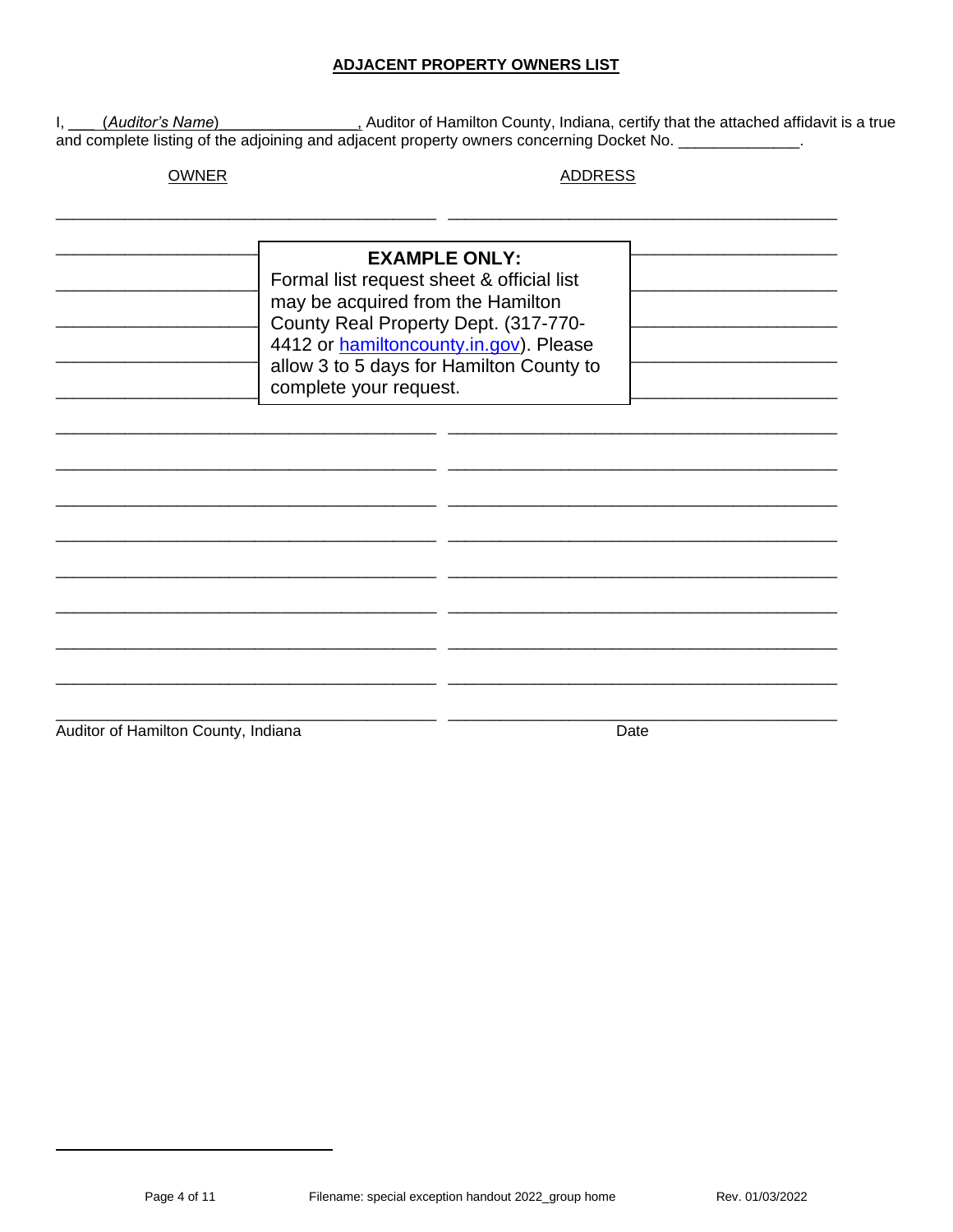## ADJACENT PROPERTY OWNERS LIST

I, ___(*Auditor's Name*)_______________, Auditor of Hamilton County, Indiana, certify that the attached affidavit is a true and complete listing of the adjoining and adjacent property owners concerning Docket No. ______________.

| OWNER | ADDRESS |
|---|---|
| | |
| | |
| | |
| | |
| | |
| | |
| | |
| | |
| | |
| | |
| | |
| | |
| | |
| | |
| | |

**EXAMPLE ONLY:**
Formal list request sheet & official list may be acquired from the Hamilton County Real Property Dept. (317-770-4412 or [hamiltoncounty.in.gov](hamiltoncounty.in.gov)). Please allow 3 to 5 days for Hamilton County to complete your request.

_______________________________________ _______________________________________

Auditor of Hamilton County, Indiana Date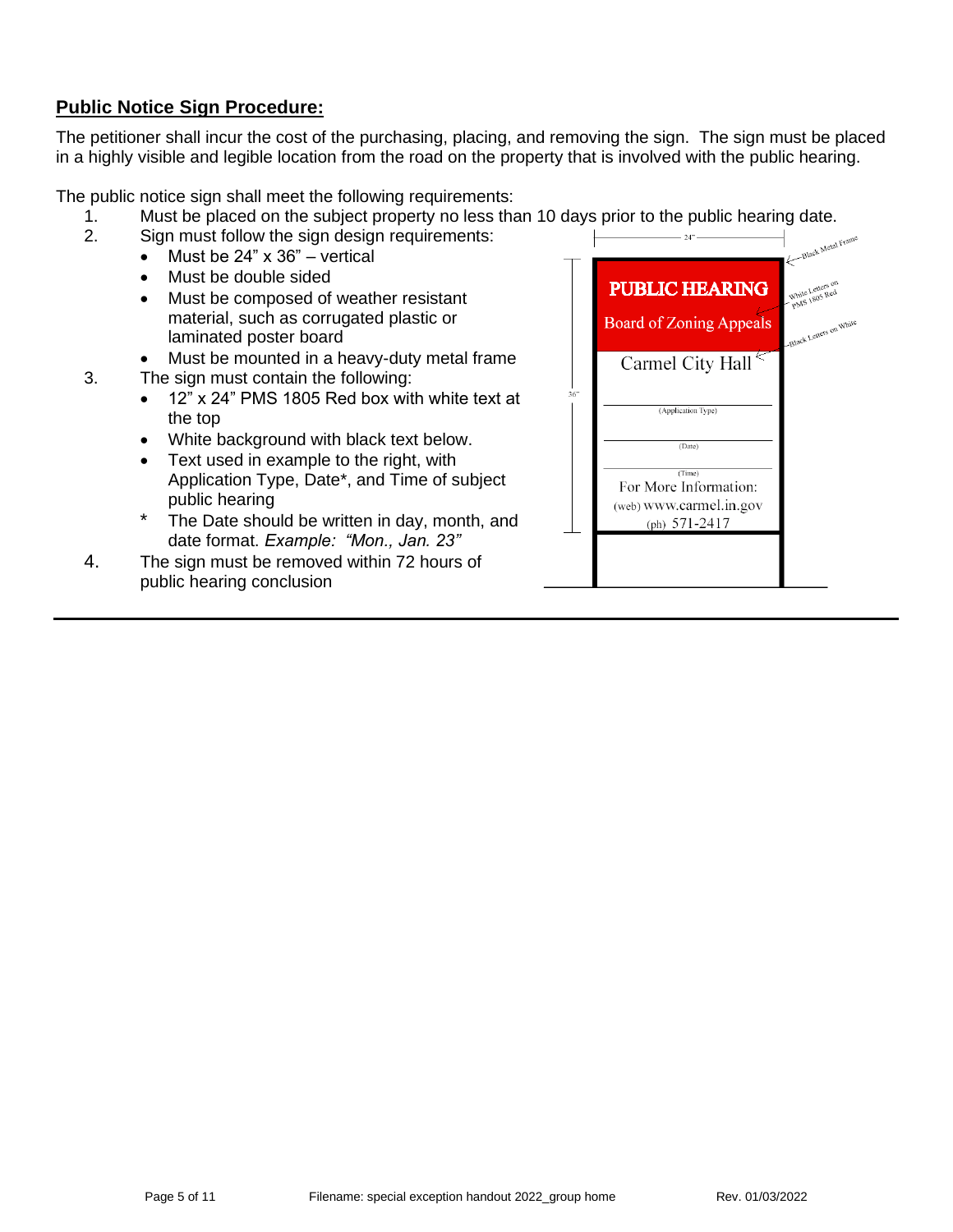## **Public Notice Sign Procedure:**

The petitioner shall incur the cost of the purchasing, placing, and removing the sign. The sign must be placed in a highly visible and legible location from the road on the property that is involved with the public hearing.

The public notice sign shall meet the following requirements:

1. Must be placed on the subject property no less than 10 days prior to the public hearing date.
2. Sign must follow the sign design requirements:
   - Must be 24" x 36" – vertical
   - Must be double sided
   - Must be composed of weather resistant material, such as corrugated plastic or laminated poster board
   - Must be mounted in a heavy-duty metal frame
3. The sign must contain the following:
   - 12" x 24" PMS 1805 Red box with white text at the top
   - White background with black text below.
   - Text used in example to the right, with Application Type, Date*, and Time of subject public hearing
   
   \* The Date should be written in day, month, and date format. *Example: "Mon., Jan. 23"*
4. The sign must be removed within 72 hours of public hearing conclusion

24"

36"

Black Metal Frame

White Letters on PMS 1805 Red

Black Letters on White

PUBLIC HEARING

Board of Zoning Appeals

Carmel City Hall

(Application Type)

(Date)

(Time)

For More Information:

(web) www.carmel.in.gov

(ph) 571-2417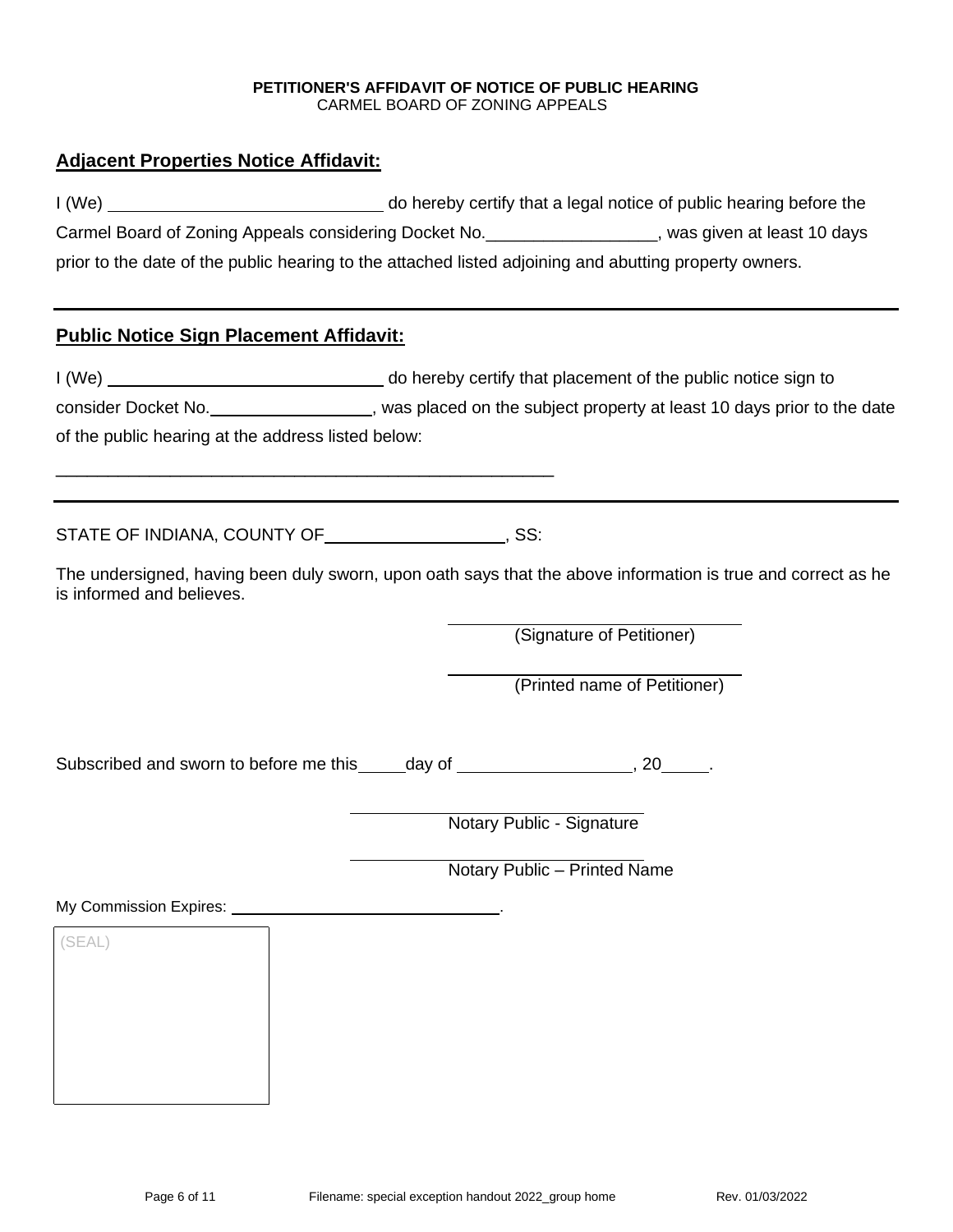**PETITIONER'S AFFIDAVIT OF NOTICE OF PUBLIC HEARING**
CARMEL BOARD OF ZONING APPEALS

## Adjacent Properties Notice Affidavit:

I (We) ______________________________ do hereby certify that a legal notice of public hearing before the Carmel Board of Zoning Appeals considering Docket No.__________________, was given at least 10 days prior to the date of the public hearing to the attached listed adjoining and abutting property owners.

---

## Public Notice Sign Placement Affidavit:

I (We) ______________________________ do hereby certify that placement of the public notice sign to consider Docket No.__________________, was placed on the subject property at least 10 days prior to the date of the public hearing at the address listed below:

______________________________________________________

---

STATE OF INDIANA, COUNTY OF____________________, SS:

The undersigned, having been duly sworn, upon oath says that the above information is true and correct as he is informed and believes.

______________________________
(Signature of Petitioner)

______________________________
(Printed name of Petitioner)

Subscribed and sworn to before me this_____day of __________________, 20_____.

______________________________
Notary Public - Signature

______________________________
Notary Public – Printed Name

My Commission Expires: ________________________________.

(SEAL)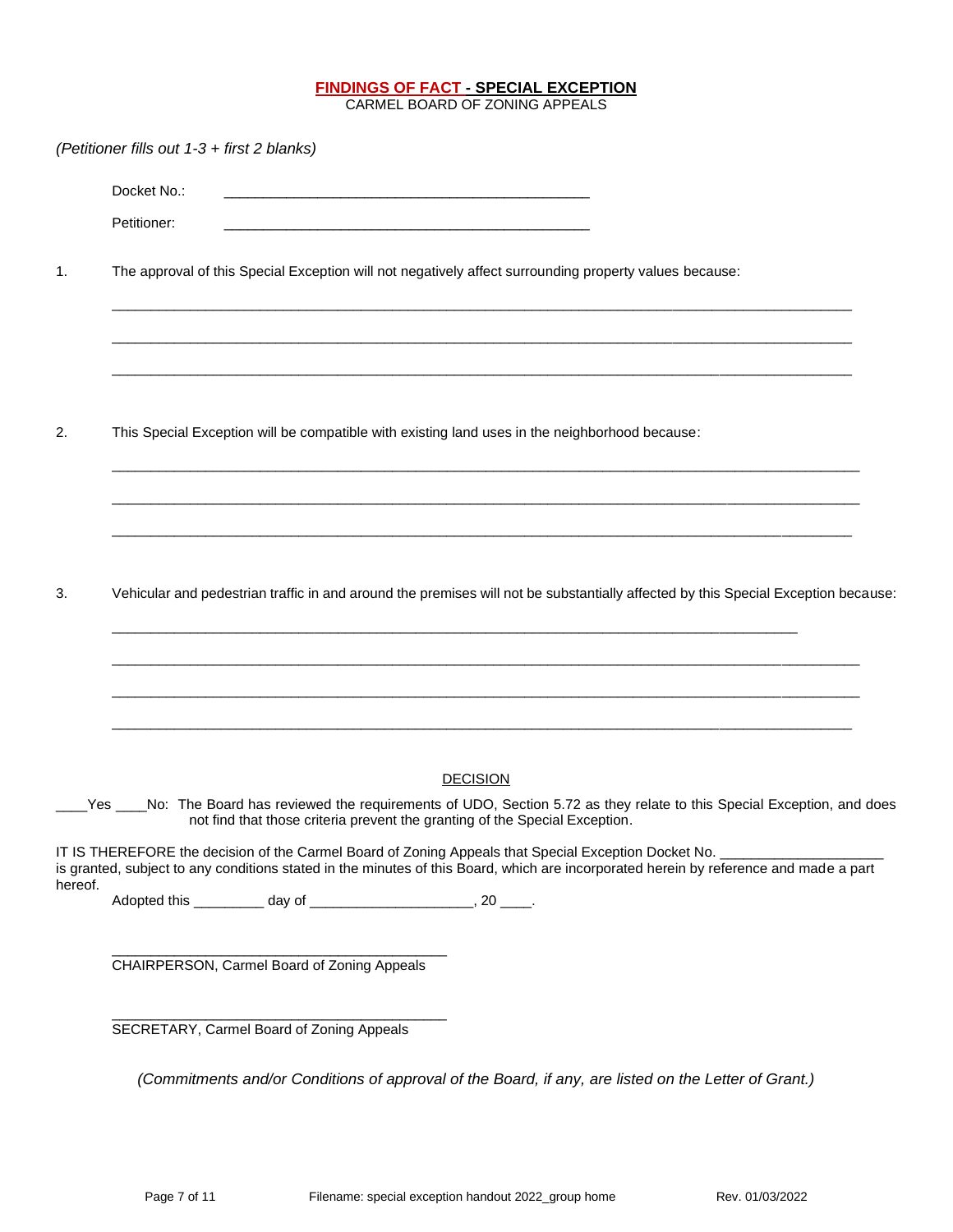# FINDINGS OF FACT - SPECIAL EXCEPTION

CARMEL BOARD OF ZONING APPEALS

*(Petitioner fills out 1-3 + first 2 blanks)*

Docket No.: ______________________________________________

Petitioner: ______________________________________________

1. The approval of this Special Exception will not negatively affect surrounding property values because:

______________________________________________________________________________________________

______________________________________________________________________________________________

______________________________________________________________________________________________

2. This Special Exception will be compatible with existing land uses in the neighborhood because:

______________________________________________________________________________________________

______________________________________________________________________________________________

______________________________________________________________________________________________

3. Vehicular and pedestrian traffic in and around the premises will not be substantially affected by this Special Exception because:

______________________________________________________________________________________________

______________________________________________________________________________________________

______________________________________________________________________________________________

______________________________________________________________________________________________

## DECISION

____Yes ____No: The Board has reviewed the requirements of UDO, Section 5.72 as they relate to this Special Exception, and does not find that those criteria prevent the granting of the Special Exception.

IT IS THEREFORE the decision of the Carmel Board of Zoning Appeals that Special Exception Docket No. ____________________ is granted, subject to any conditions stated in the minutes of this Board, which are incorporated herein by reference and made a part hereof.

Adopted this _________ day of ____________________, 20 ____.

__________________________________________
CHAIRPERSON, Carmel Board of Zoning Appeals

__________________________________________
SECRETARY, Carmel Board of Zoning Appeals

*(Commitments and/or Conditions of approval of the Board, if any, are listed on the Letter of Grant.)*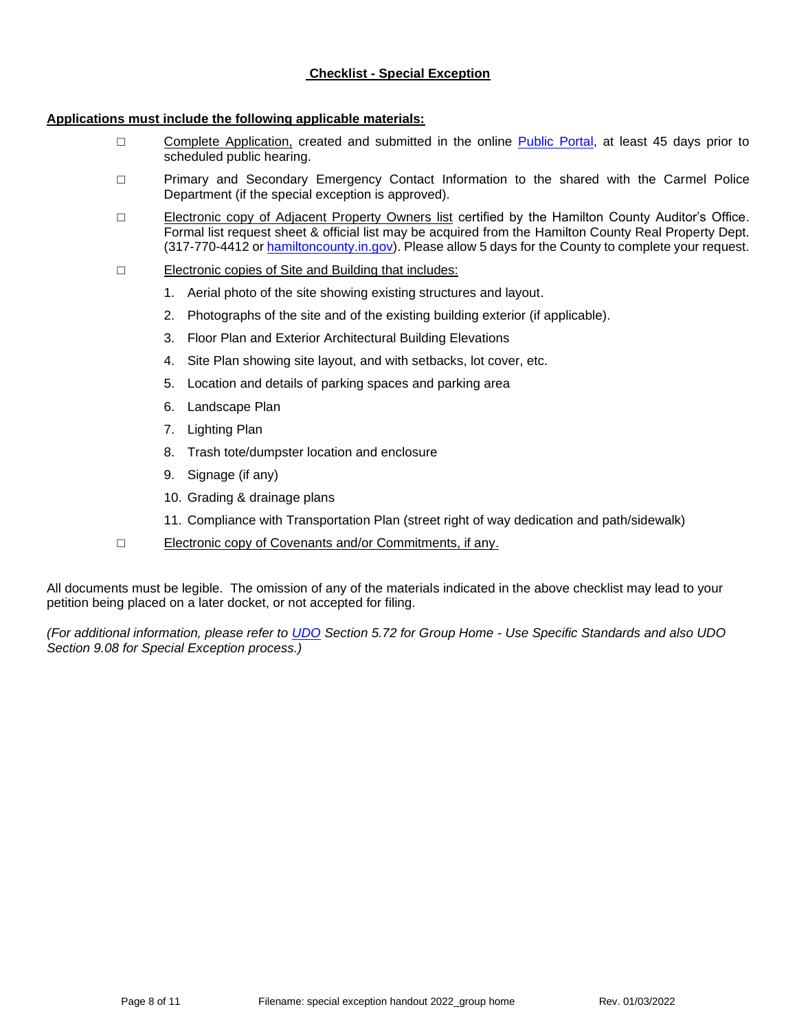## Checklist - Special Exception

**Applications must include the following applicable materials:**

- ☐ Complete Application, created and submitted in the online Public Portal, at least 45 days prior to scheduled public hearing.
- ☐ Primary and Secondary Emergency Contact Information to the shared with the Carmel Police Department (if the special exception is approved).
- ☐ Electronic copy of Adjacent Property Owners list certified by the Hamilton County Auditor's Office. Formal list request sheet & official list may be acquired from the Hamilton County Real Property Dept. (317-770-4412 or hamiltoncounty.in.gov). Please allow 5 days for the County to complete your request.
- ☐ Electronic copies of Site and Building that includes:
  1. Aerial photo of the site showing existing structures and layout.
  2. Photographs of the site and of the existing building exterior (if applicable).
  3. Floor Plan and Exterior Architectural Building Elevations
  4. Site Plan showing site layout, and with setbacks, lot cover, etc.
  5. Location and details of parking spaces and parking area
  6. Landscape Plan
  7. Lighting Plan
  8. Trash tote/dumpster location and enclosure
  9. Signage (if any)
  10. Grading & drainage plans
  11. Compliance with Transportation Plan (street right of way dedication and path/sidewalk)
- ☐ Electronic copy of Covenants and/or Commitments, if any.

All documents must be legible. The omission of any of the materials indicated in the above checklist may lead to your petition being placed on a later docket, or not accepted for filing.

*(For additional information, please refer to UDO Section 5.72 for Group Home - Use Specific Standards and also UDO Section 9.08 for Special Exception process.)*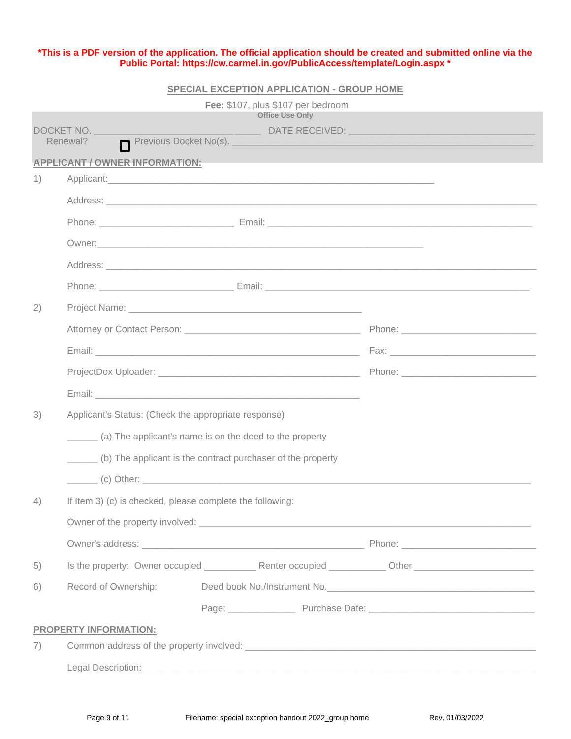**\*This is a PDF version of the application. The official application should be created and submitted online via the Public Portal: https://cw.carmel.in.gov/PublicAccess/template/Login.aspx \***

## SPECIAL EXCEPTION APPLICATION - GROUP HOME

**Fee:** $107, plus $107 per bedroom

**Office Use Only**

DOCKET NO. ________________________________ DATE RECEIVED: ________________________________

Renewal? ☐ Previous Docket No(s). ________________________________

**APPLICANT / OWNER INFORMATION:**

1) Applicant: ________________________________

Address: ________________________________

Phone: ____________________ Email: ________________________________

Owner: ________________________________

Address: ________________________________

Phone: ____________________ Email: ________________________________

2) Project Name: ________________________________

Attorney or Contact Person: ____________________ Phone: ____________________

Email: ____________________ Fax: ____________________

ProjectDox Uploader: ____________________ Phone: ____________________

Email: ________________________________

3) Applicant's Status: (Check the appropriate response)

______ (a) The applicant's name is on the deed to the property

______ (b) The applicant is the contract purchaser of the property

______ (c) Other: ________________________________

4) If Item 3) (c) is checked, please complete the following:

Owner of the property involved: ________________________________

Owner's address: ____________________ Phone: ____________________

5) Is the property: Owner occupied __________ Renter occupied ___________ Other ____________________

6) Record of Ownership: Deed book No./Instrument No. ________________________________

Page: ____________ Purchase Date: ____________________

**PROPERTY INFORMATION:**

7) Common address of the property involved: ________________________________

Legal Description: ________________________________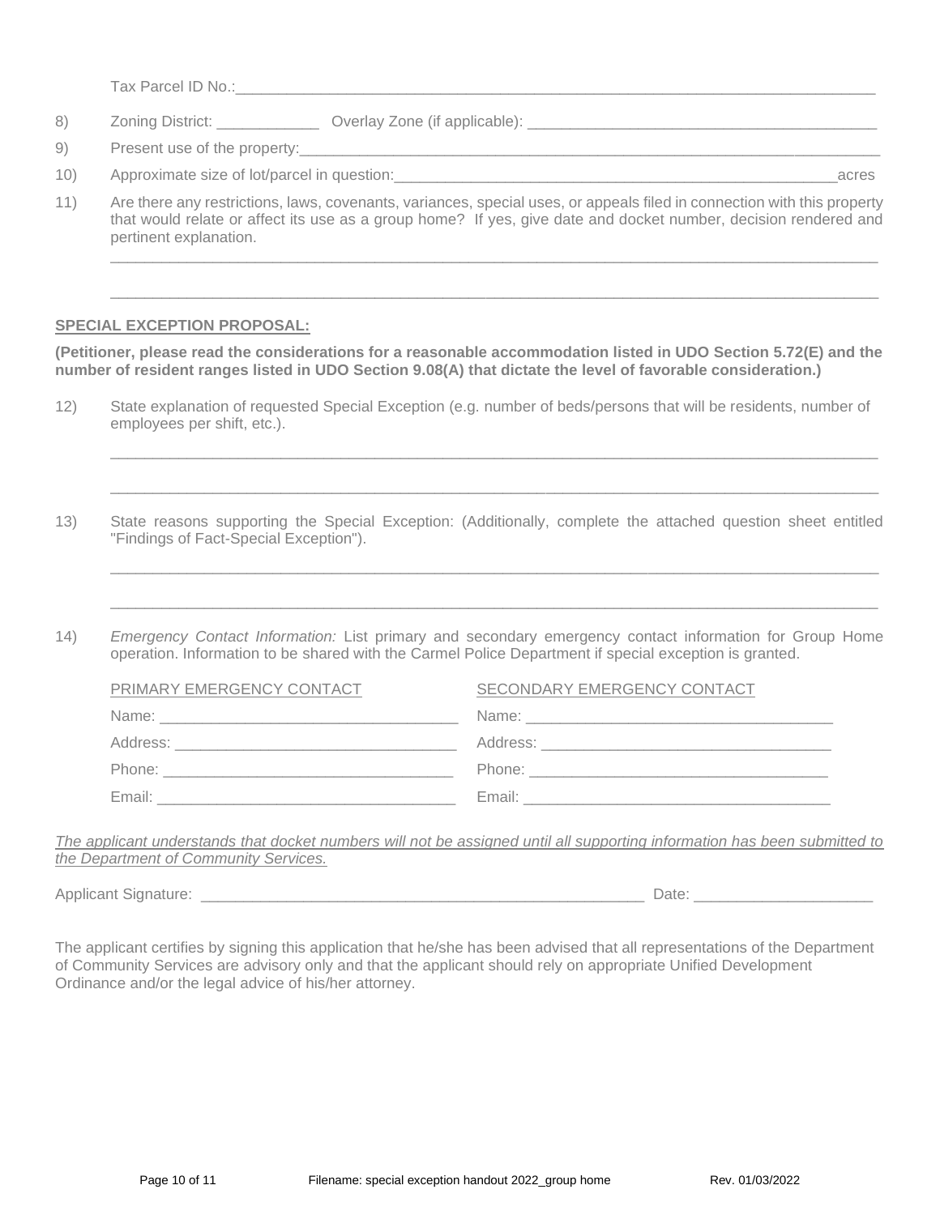Tax Parcel ID No.:\_\_\_\_\_\_\_\_\_\_\_\_\_\_\_\_\_\_\_\_\_\_\_\_\_\_\_\_\_\_\_\_\_\_\_\_\_\_\_\_\_\_\_\_\_\_\_\_\_\_\_\_\_\_\_\_\_\_\_\_\_\_\_\_\_\_\_\_\_\_\_\_

8) Zoning District: \_\_\_\_\_\_\_\_\_\_\_\_ Overlay Zone (if applicable): \_\_\_\_\_\_\_\_\_\_\_\_\_\_\_\_\_\_\_\_\_\_\_\_\_\_\_\_\_\_\_\_\_\_\_\_\_\_\_\_

9) Present use of the property:\_\_\_\_\_\_\_\_\_\_\_\_\_\_\_\_\_\_\_\_\_\_\_\_\_\_\_\_\_\_\_\_\_\_\_\_\_\_\_\_\_\_\_\_\_\_\_\_\_\_\_\_\_\_\_\_\_\_\_\_\_\_\_\_\_\_\_\_\_

10) Approximate size of lot/parcel in question:\_\_\_\_\_\_\_\_\_\_\_\_\_\_\_\_\_\_\_\_\_\_\_\_\_\_\_\_\_\_\_\_\_\_\_\_\_\_\_\_\_\_\_\_\_\_\_\_\_\_\_acres

11) Are there any restrictions, laws, covenants, variances, special uses, or appeals filed in connection with this property that would relate or affect its use as a group home? If yes, give date and docket number, decision rendered and pertinent explanation.

\_\_\_\_\_\_\_\_\_\_\_\_\_\_\_\_\_\_\_\_\_\_\_\_\_\_\_\_\_\_\_\_\_\_\_\_\_\_\_\_\_\_\_\_\_\_\_\_\_\_\_\_\_\_\_\_\_\_\_\_\_\_\_\_\_\_\_\_\_\_\_\_\_\_\_\_\_\_\_\_\_\_\_\_\_\_\_\_\_\_\_

\_\_\_\_\_\_\_\_\_\_\_\_\_\_\_\_\_\_\_\_\_\_\_\_\_\_\_\_\_\_\_\_\_\_\_\_\_\_\_\_\_\_\_\_\_\_\_\_\_\_\_\_\_\_\_\_\_\_\_\_\_\_\_\_\_\_\_\_\_\_\_\_\_\_\_\_\_\_\_\_\_\_\_\_\_\_\_\_\_\_\_

## SPECIAL EXCEPTION PROPOSAL:

**(Petitioner, please read the considerations for a reasonable accommodation listed in UDO Section 5.72(E) and the number of resident ranges listed in UDO Section 9.08(A) that dictate the level of favorable consideration.)**

12) State explanation of requested Special Exception (e.g. number of beds/persons that will be residents, number of employees per shift, etc.).

\_\_\_\_\_\_\_\_\_\_\_\_\_\_\_\_\_\_\_\_\_\_\_\_\_\_\_\_\_\_\_\_\_\_\_\_\_\_\_\_\_\_\_\_\_\_\_\_\_\_\_\_\_\_\_\_\_\_\_\_\_\_\_\_\_\_\_\_\_\_\_\_\_\_\_\_\_\_\_\_\_\_\_\_\_\_\_\_\_\_\_

\_\_\_\_\_\_\_\_\_\_\_\_\_\_\_\_\_\_\_\_\_\_\_\_\_\_\_\_\_\_\_\_\_\_\_\_\_\_\_\_\_\_\_\_\_\_\_\_\_\_\_\_\_\_\_\_\_\_\_\_\_\_\_\_\_\_\_\_\_\_\_\_\_\_\_\_\_\_\_\_\_\_\_\_\_\_\_\_\_\_\_

13) State reasons supporting the Special Exception: (Additionally, complete the attached question sheet entitled "Findings of Fact-Special Exception").

\_\_\_\_\_\_\_\_\_\_\_\_\_\_\_\_\_\_\_\_\_\_\_\_\_\_\_\_\_\_\_\_\_\_\_\_\_\_\_\_\_\_\_\_\_\_\_\_\_\_\_\_\_\_\_\_\_\_\_\_\_\_\_\_\_\_\_\_\_\_\_\_\_\_\_\_\_\_\_\_\_\_\_\_\_\_\_\_\_\_\_

\_\_\_\_\_\_\_\_\_\_\_\_\_\_\_\_\_\_\_\_\_\_\_\_\_\_\_\_\_\_\_\_\_\_\_\_\_\_\_\_\_\_\_\_\_\_\_\_\_\_\_\_\_\_\_\_\_\_\_\_\_\_\_\_\_\_\_\_\_\_\_\_\_\_\_\_\_\_\_\_\_\_\_\_\_\_\_\_\_\_\_

14) *Emergency Contact Information:* List primary and secondary emergency contact information for Group Home operation. Information to be shared with the Carmel Police Department if special exception is granted.

| PRIMARY EMERGENCY CONTACT | SECONDARY EMERGENCY CONTACT |
|---|---|
| Name: \_\_\_\_\_\_\_\_\_\_\_\_\_\_\_\_\_\_\_\_\_\_\_\_\_\_\_\_\_\_\_\_\_\_ | Name: \_\_\_\_\_\_\_\_\_\_\_\_\_\_\_\_\_\_\_\_\_\_\_\_\_\_\_\_\_\_\_\_\_\_ |
| Address: \_\_\_\_\_\_\_\_\_\_\_\_\_\_\_\_\_\_\_\_\_\_\_\_\_\_\_\_\_\_\_\_ | Address: \_\_\_\_\_\_\_\_\_\_\_\_\_\_\_\_\_\_\_\_\_\_\_\_\_\_\_\_\_\_\_\_ |
| Phone: \_\_\_\_\_\_\_\_\_\_\_\_\_\_\_\_\_\_\_\_\_\_\_\_\_\_\_\_\_\_\_\_\_ | Phone: \_\_\_\_\_\_\_\_\_\_\_\_\_\_\_\_\_\_\_\_\_\_\_\_\_\_\_\_\_\_\_\_\_ |
| Email: \_\_\_\_\_\_\_\_\_\_\_\_\_\_\_\_\_\_\_\_\_\_\_\_\_\_\_\_\_\_\_\_\_\_ | Email: \_\_\_\_\_\_\_\_\_\_\_\_\_\_\_\_\_\_\_\_\_\_\_\_\_\_\_\_\_\_\_\_\_\_ |

*The applicant understands that docket numbers will not be assigned until all supporting information has been submitted to the Department of Community Services.*

Applicant Signature: \_\_\_\_\_\_\_\_\_\_\_\_\_\_\_\_\_\_\_\_\_\_\_\_\_\_\_\_\_\_\_\_\_\_\_\_\_\_\_\_\_\_\_\_\_\_\_\_\_\_\_\_\_ Date: \_\_\_\_\_\_\_\_\_\_\_\_\_\_\_\_\_\_\_\_

The applicant certifies by signing this application that he/she has been advised that all representations of the Department of Community Services are advisory only and that the applicant should rely on appropriate Unified Development Ordinance and/or the legal advice of his/her attorney.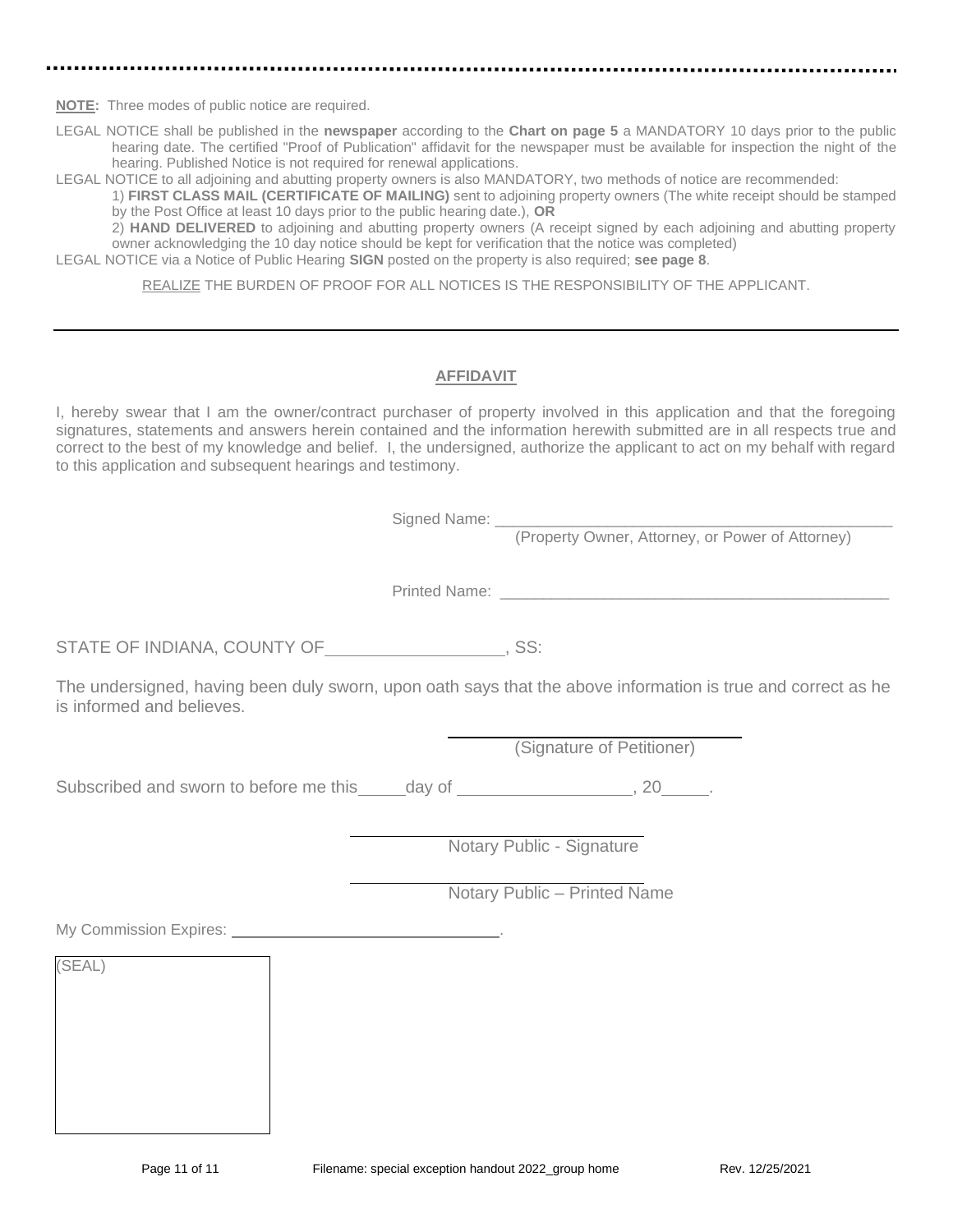**NOTE:** Three modes of public notice are required.

LEGAL NOTICE shall be published in the **newspaper** according to the **Chart on page 5** a MANDATORY 10 days prior to the public hearing date. The certified "Proof of Publication" affidavit for the newspaper must be available for inspection the night of the hearing. Published Notice is not required for renewal applications.

LEGAL NOTICE to all adjoining and abutting property owners is also MANDATORY, two methods of notice are recommended:

1) **FIRST CLASS MAIL (CERTIFICATE OF MAILING)** sent to adjoining property owners (The white receipt should be stamped by the Post Office at least 10 days prior to the public hearing date.), **OR**

2) **HAND DELIVERED** to adjoining and abutting property owners (A receipt signed by each adjoining and abutting property owner acknowledging the 10 day notice should be kept for verification that the notice was completed)

LEGAL NOTICE via a Notice of Public Hearing **SIGN** posted on the property is also required; **see page 8**.

REALIZE THE BURDEN OF PROOF FOR ALL NOTICES IS THE RESPONSIBILITY OF THE APPLICANT.

---

## AFFIDAVIT

I, hereby swear that I am the owner/contract purchaser of property involved in this application and that the foregoing signatures, statements and answers herein contained and the information herewith submitted are in all respects true and correct to the best of my knowledge and belief. I, the undersigned, authorize the applicant to act on my behalf with regard to this application and subsequent hearings and testimony.

Signed Name: _______________________________________________
(Property Owner, Attorney, or Power of Attorney)

Printed Name: _______________________________________________

STATE OF INDIANA, COUNTY OF___________________, SS:

The undersigned, having been duly sworn, upon oath says that the above information is true and correct as he is informed and believes.

_________________________________
(Signature of Petitioner)

Subscribed and sworn to before me this_____day of __________________, 20_____.

_________________________________
Notary Public - Signature

_________________________________
Notary Public – Printed Name

My Commission Expires: ______________________________.

(SEAL)